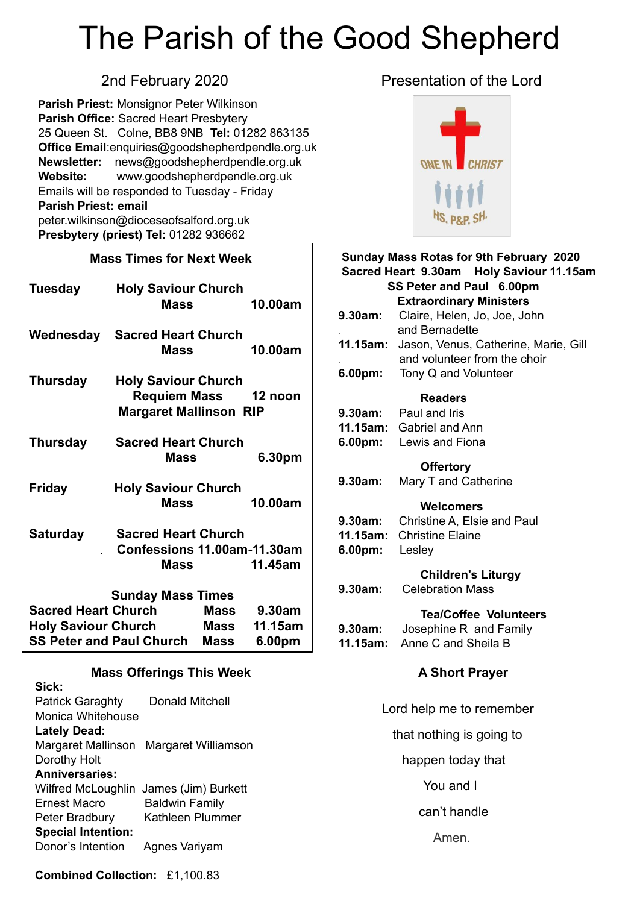# The Parish of the Good Shepherd

## 2nd February 2020

**Parish Priest:** Monsignor Peter Wilkinson
**Parish Office:** Sacred Heart Presbytery
25 Queen St. Colne, BB8 9NB **Tel:** 01282 863135
**Office Email**:enquiries@goodshepherdpendle.org.uk
**Newsletter:** news@goodshepherdpendle.org.uk
**Website:** www.goodshepherdpendle.org.uk
Emails will be responded to Tuesday - Friday
**Parish Priest: email**
peter.wilkinson@dioceseofsalford.org.uk
**Presbytery (priest) Tel:** 01282 936662

### Mass Times for Next Week

| Day | Church / Service | Time |
|---|---|---|
| **Tuesday** | **Holy Saviour Church** **Mass** | **10.00am** |
| **Wednesday** | **Sacred Heart Church** **Mass** | **10.00am** |
| **Thursday** | **Holy Saviour Church** **Requiem Mass** **Margaret Mallinson RIP** | **12 noon** |
| **Thursday** | **Sacred Heart Church** **Mass** | **6.30pm** |
| **Friday** | **Holy Saviour Church** **Mass** | **10.00am** |
| **Saturday** | **Sacred Heart Church** **Confessions 11.00am-11.30am** **Mass** | **11.45am** |

### Sunday Mass Times

| Church | | Time |
|---|---|---|
| **Sacred Heart Church** | **Mass** | **9.30am** |
| **Holy Saviour Church** | **Mass** | **11.15am** |
| **SS Peter and Paul Church** | **Mass** | **6.00pm** |

### Mass Offerings This Week

**Sick:**
Patrick Garaghty Donald Mitchell
Monica Whitehouse

**Lately Dead:**
Margaret Mallinson Margaret Williamson
Dorothy Holt

**Anniversaries:**
Wilfred McLoughlin James (Jim) Burkett
Ernest Macro Baldwin Family
Peter Bradbury Kathleen Plummer

**Special Intention:**
Donor's Intention Agnes Variyam

**Combined Collection:** £1,100.83

## Presentation of the Lord

ONE IN CHRIST
HS. P&P. SH.

### Sunday Mass Rotas for 9th February 2020

**Sacred Heart 9.30am Holy Saviour 11.15am**
**SS Peter and Paul 6.00pm**

**Extraordinary Ministers**

**9.30am:** Claire, Helen, Jo, Joe, John and Bernadette
**11.15am:** Jason, Venus, Catherine, Marie, Gill and volunteer from the choir
**6.00pm:** Tony Q and Volunteer

**Readers**

**9.30am:** Paul and Iris
**11.15am:** Gabriel and Ann
**6.00pm:** Lewis and Fiona

**Offertory**

**9.30am:** Mary T and Catherine

**Welcomers**

**9.30am:** Christine A, Elsie and Paul
**11.15am:** Christine Elaine
**6.00pm:** Lesley

**Children's Liturgy**

**9.30am:** Celebration Mass

**Tea/Coffee Volunteers**

**9.30am:** Josephine R and Family
**11.15am:** Anne C and Sheila B

### A Short Prayer

Lord help me to remember
that nothing is going to
happen today that
You and I
can't handle
Amen.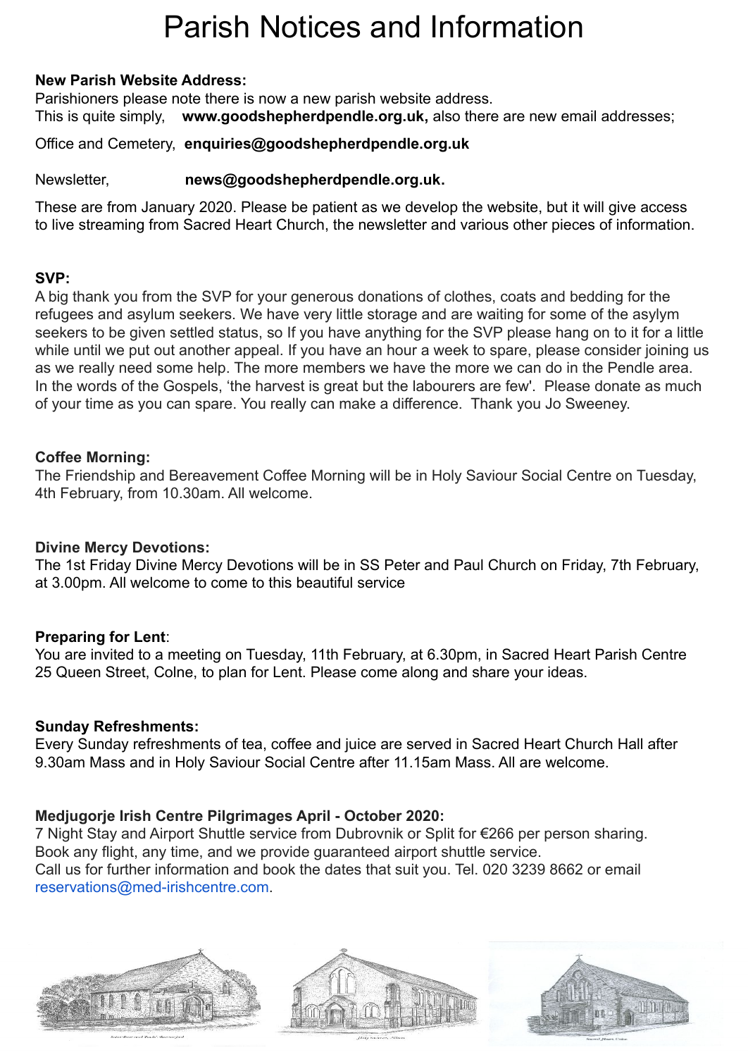# Parish Notices and Information

**New Parish Website Address:**
Parishioners please note there is now a new parish website address.
This is quite simply, **www.goodshepherdpendle.org.uk,** also there are new email addresses;

Office and Cemetery, **enquiries@goodshepherdpendle.org.uk**

Newsletter, **news@goodshepherdpendle.org.uk.**

These are from January 2020. Please be patient as we develop the website, but it will give access to live streaming from Sacred Heart Church, the newsletter and various other pieces of information.

**SVP:**
A big thank you from the SVP for your generous donations of clothes, coats and bedding for the refugees and asylum seekers. We have very little storage and are waiting for some of the asylym seekers to be given settled status, so If you have anything for the SVP please hang on to it for a little while until we put out another appeal. If you have an hour a week to spare, please consider joining us as we really need some help. The more members we have the more we can do in the Pendle area. In the words of the Gospels, 'the harvest is great but the labourers are few'. Please donate as much of your time as you can spare. You really can make a difference. Thank you Jo Sweeney.

**Coffee Morning:**
The Friendship and Bereavement Coffee Morning will be in Holy Saviour Social Centre on Tuesday, 4th February, from 10.30am. All welcome.

**Divine Mercy Devotions:**
The 1st Friday Divine Mercy Devotions will be in SS Peter and Paul Church on Friday, 7th February, at 3.00pm. All welcome to come to this beautiful service

**Preparing for Lent**:
You are invited to a meeting on Tuesday, 11th February, at 6.30pm, in Sacred Heart Parish Centre 25 Queen Street, Colne, to plan for Lent. Please come along and share your ideas.

**Sunday Refreshments:**
Every Sunday refreshments of tea, coffee and juice are served in Sacred Heart Church Hall after 9.30am Mass and in Holy Saviour Social Centre after 11.15am Mass. All are welcome.

**Medjugorje Irish Centre Pilgrimages April - October 2020:**
7 Night Stay and Airport Shuttle service from Dubrovnik or Split for €266 per person sharing.
Book any flight, any time, and we provide guaranteed airport shuttle service.
Call us for further information and book the dates that suit you. Tel. 020 3239 8662 or email reservations@med-irishcentre.com.